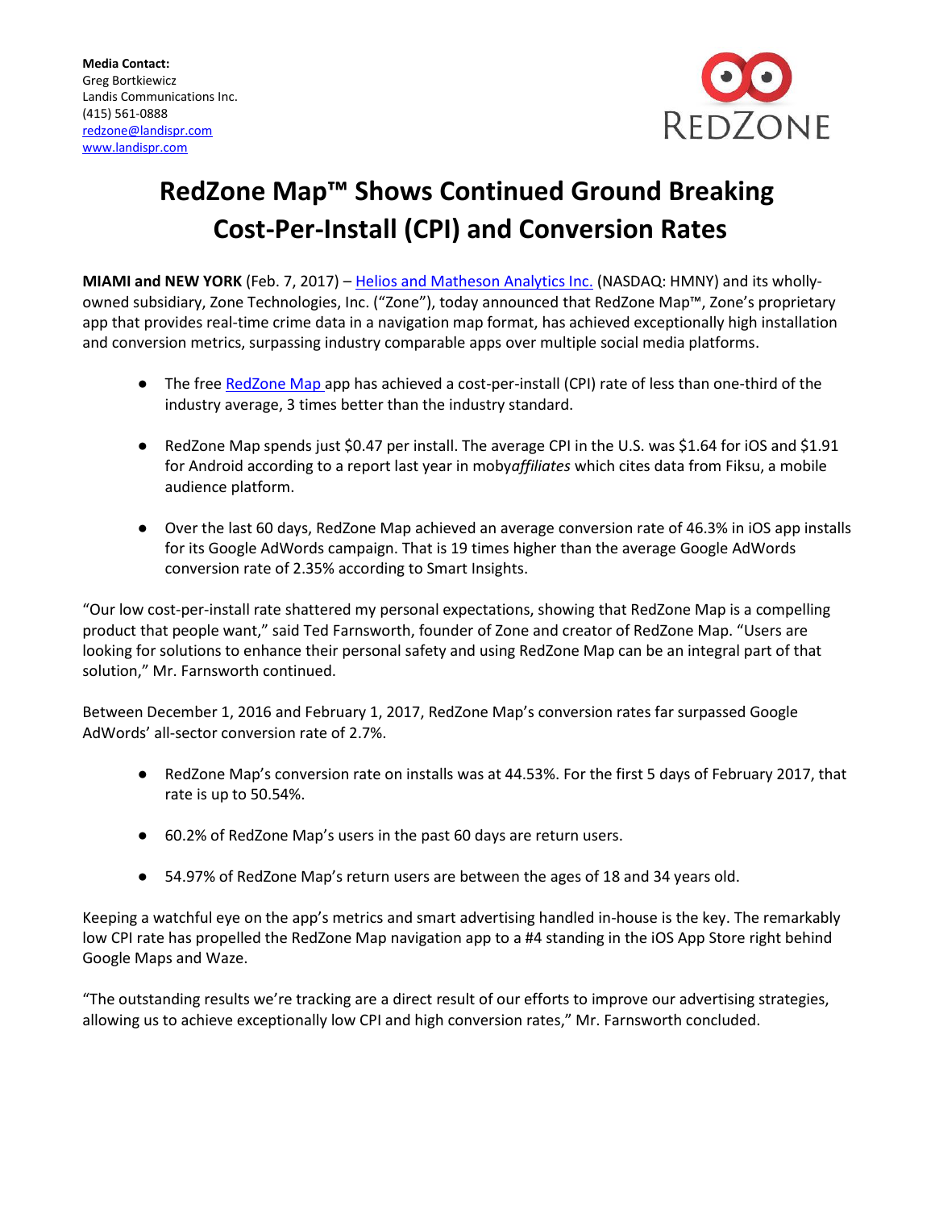**Media Contact:**
Greg Bortkiewicz
Landis Communications Inc.
(415) 561-0888
redzone@landispr.com
www.landispr.com

REDZONE

# RedZone Map™ Shows Continued Ground Breaking Cost-Per-Install (CPI) and Conversion Rates

**MIAMI and NEW YORK** (Feb. 7, 2017) – Helios and Matheson Analytics Inc. (NASDAQ: HMNY) and its wholly-owned subsidiary, Zone Technologies, Inc. ("Zone"), today announced that RedZone Map™, Zone's proprietary app that provides real-time crime data in a navigation map format, has achieved exceptionally high installation and conversion metrics, surpassing industry comparable apps over multiple social media platforms.

- The free RedZone Map app has achieved a cost-per-install (CPI) rate of less than one-third of the industry average, 3 times better than the industry standard.
- RedZone Map spends just $0.47 per install. The average CPI in the U.S. was $1.64 for iOS and $1.91 for Android according to a report last year in moby*affiliates* which cites data from Fiksu, a mobile audience platform.
- Over the last 60 days, RedZone Map achieved an average conversion rate of 46.3% in iOS app installs for its Google AdWords campaign. That is 19 times higher than the average Google AdWords conversion rate of 2.35% according to Smart Insights.

"Our low cost-per-install rate shattered my personal expectations, showing that RedZone Map is a compelling product that people want," said Ted Farnsworth, founder of Zone and creator of RedZone Map. "Users are looking for solutions to enhance their personal safety and using RedZone Map can be an integral part of that solution," Mr. Farnsworth continued.

Between December 1, 2016 and February 1, 2017, RedZone Map's conversion rates far surpassed Google AdWords' all-sector conversion rate of 2.7%.

- RedZone Map's conversion rate on installs was at 44.53%. For the first 5 days of February 2017, that rate is up to 50.54%.
- 60.2% of RedZone Map's users in the past 60 days are return users.
- 54.97% of RedZone Map's return users are between the ages of 18 and 34 years old.

Keeping a watchful eye on the app's metrics and smart advertising handled in-house is the key. The remarkably low CPI rate has propelled the RedZone Map navigation app to a #4 standing in the iOS App Store right behind Google Maps and Waze.

"The outstanding results we're tracking are a direct result of our efforts to improve our advertising strategies, allowing us to achieve exceptionally low CPI and high conversion rates," Mr. Farnsworth concluded.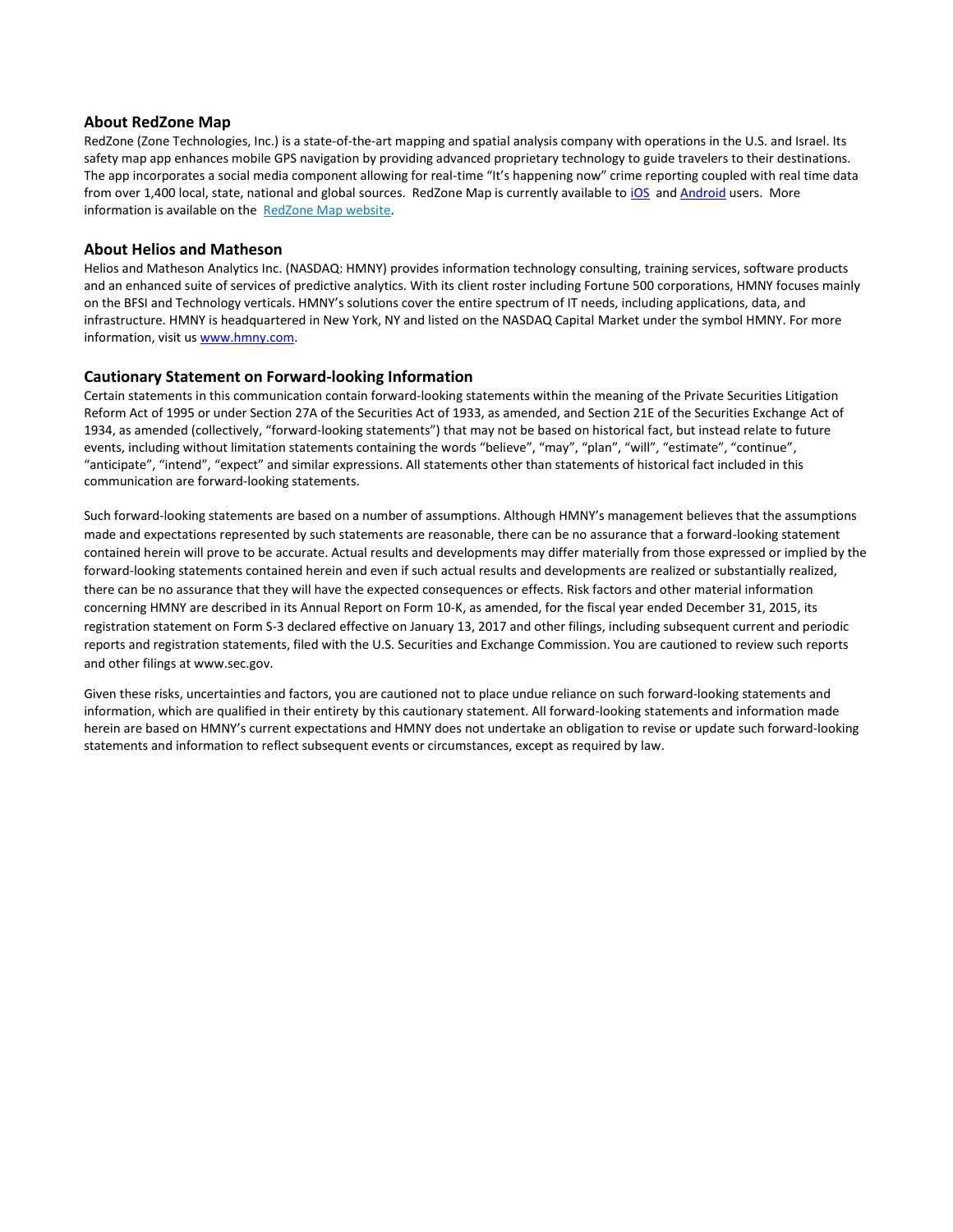### About RedZone Map

RedZone (Zone Technologies, Inc.) is a state-of-the-art mapping and spatial analysis company with operations in the U.S. and Israel. Its safety map app enhances mobile GPS navigation by providing advanced proprietary technology to guide travelers to their destinations. The app incorporates a social media component allowing for real-time "It's happening now" crime reporting coupled with real time data from over 1,400 local, state, national and global sources. RedZone Map is currently available to iOS and Android users. More information is available on the RedZone Map website.

### About Helios and Matheson

Helios and Matheson Analytics Inc. (NASDAQ: HMNY) provides information technology consulting, training services, software products and an enhanced suite of services of predictive analytics. With its client roster including Fortune 500 corporations, HMNY focuses mainly on the BFSI and Technology verticals. HMNY's solutions cover the entire spectrum of IT needs, including applications, data, and infrastructure. HMNY is headquartered in New York, NY and listed on the NASDAQ Capital Market under the symbol HMNY. For more information, visit us www.hmny.com.

### Cautionary Statement on Forward-looking Information

Certain statements in this communication contain forward-looking statements within the meaning of the Private Securities Litigation Reform Act of 1995 or under Section 27A of the Securities Act of 1933, as amended, and Section 21E of the Securities Exchange Act of 1934, as amended (collectively, "forward-looking statements") that may not be based on historical fact, but instead relate to future events, including without limitation statements containing the words "believe", "may", "plan", "will", "estimate", "continue", "anticipate", "intend", "expect" and similar expressions. All statements other than statements of historical fact included in this communication are forward-looking statements.

Such forward-looking statements are based on a number of assumptions. Although HMNY's management believes that the assumptions made and expectations represented by such statements are reasonable, there can be no assurance that a forward-looking statement contained herein will prove to be accurate. Actual results and developments may differ materially from those expressed or implied by the forward-looking statements contained herein and even if such actual results and developments are realized or substantially realized, there can be no assurance that they will have the expected consequences or effects. Risk factors and other material information concerning HMNY are described in its Annual Report on Form 10-K, as amended, for the fiscal year ended December 31, 2015, its registration statement on Form S-3 declared effective on January 13, 2017 and other filings, including subsequent current and periodic reports and registration statements, filed with the U.S. Securities and Exchange Commission. You are cautioned to review such reports and other filings at www.sec.gov.

Given these risks, uncertainties and factors, you are cautioned not to place undue reliance on such forward-looking statements and information, which are qualified in their entirety by this cautionary statement. All forward-looking statements and information made herein are based on HMNY's current expectations and HMNY does not undertake an obligation to revise or update such forward-looking statements and information to reflect subsequent events or circumstances, except as required by law.